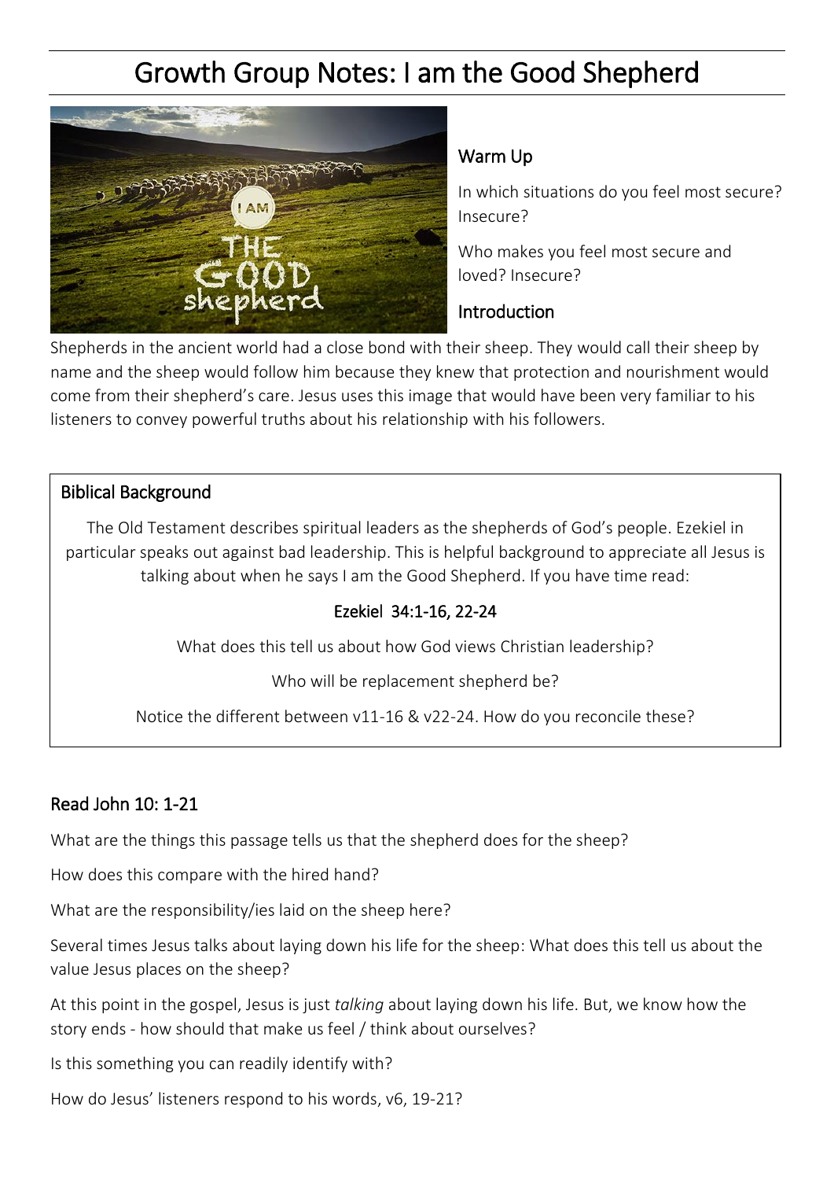# Growth Group Notes: I am the Good Shepherd

## Warm Up

In which situations do you feel most secure? Insecure?

Who makes you feel most secure and loved? Insecure?

## Introduction

Shepherds in the ancient world had a close bond with their sheep. They would call their sheep by name and the sheep would follow him because they knew that protection and nourishment would come from their shepherd's care. Jesus uses this image that would have been very familiar to his listeners to convey powerful truths about his relationship with his followers.

## Biblical Background

The Old Testament describes spiritual leaders as the shepherds of God's people. Ezekiel in particular speaks out against bad leadership. This is helpful background to appreciate all Jesus is talking about when he says I am the Good Shepherd. If you have time read:

**Ezekiel 34:1-16, 22-24**

What does this tell us about how God views Christian leadership?

Who will be replacement shepherd be?

Notice the different between v11-16 & v22-24. How do you reconcile these?

## Read John 10: 1-21

What are the things this passage tells us that the shepherd does for the sheep?

How does this compare with the hired hand?

What are the responsibility/ies laid on the sheep here?

Several times Jesus talks about laying down his life for the sheep: What does this tell us about the value Jesus places on the sheep?

At this point in the gospel, Jesus is just *talking* about laying down his life. But, we know how the story ends - how should that make us feel / think about ourselves?

Is this something you can readily identify with?

How do Jesus' listeners respond to his words, v6, 19-21?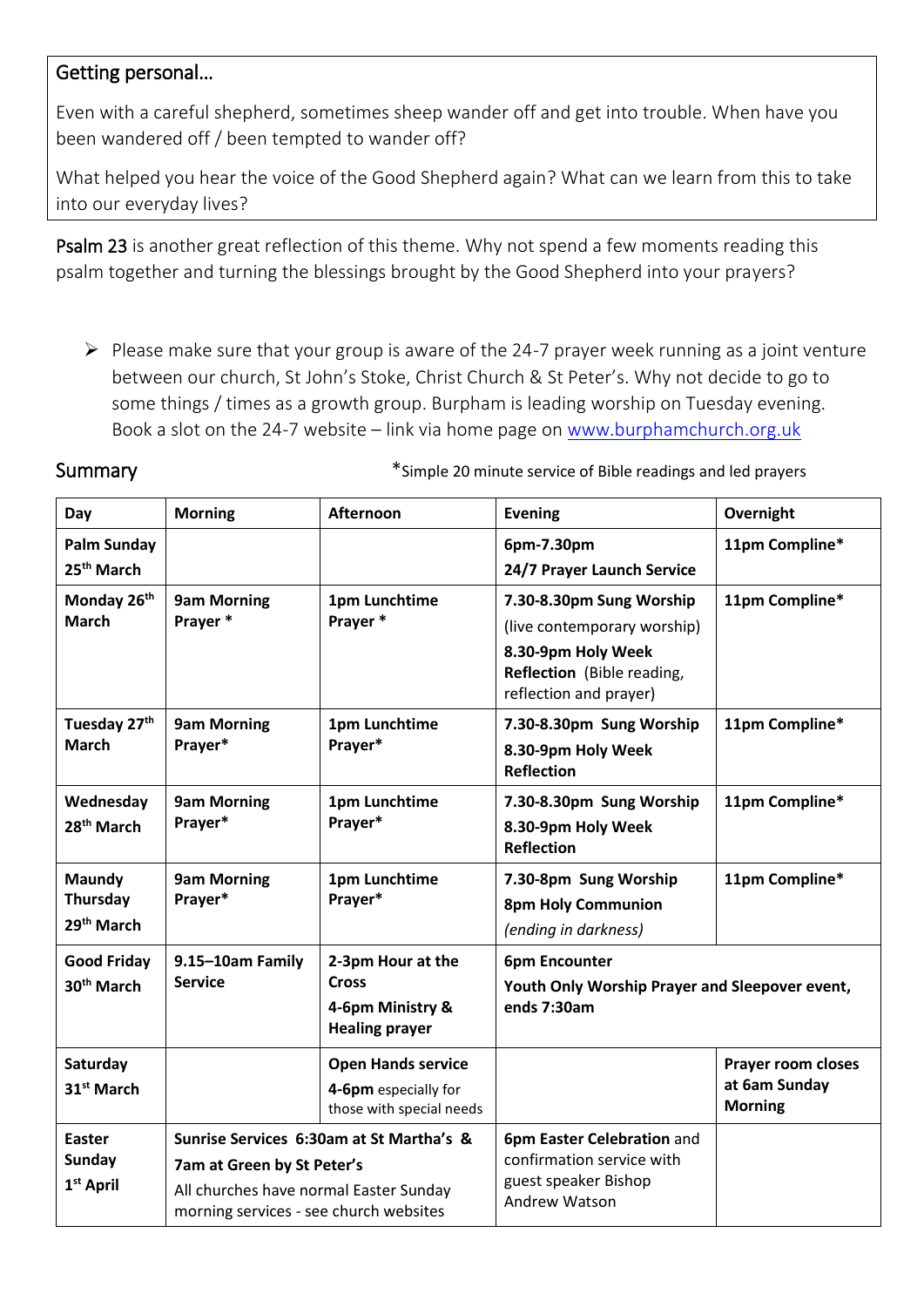## Getting personal…

Even with a careful shepherd, sometimes sheep wander off and get into trouble. When have you been wandered off / been tempted to wander off?

What helped you hear the voice of the Good Shepherd again? What can we learn from this to take into our everyday lives?

Psalm 23 is another great reflection of this theme. Why not spend a few moments reading this psalm together and turning the blessings brought by the Good Shepherd into your prayers?

- Please make sure that your group is aware of the 24-7 prayer week running as a joint venture between our church, St John's Stoke, Christ Church & St Peter's. Why not decide to go to some things / times as a growth group. Burpham is leading worship on Tuesday evening. Book a slot on the 24-7 website – link via home page on www.burphamchurch.org.uk

## Summary

*Simple 20 minute service of Bible readings and led prayers

| Day | Morning | Afternoon | Evening | Overnight |
|---|---|---|---|---|
| **Palm Sunday 25th March** | | | **6pm-7.30pm 24/7 Prayer Launch Service** | **11pm Compline*** |
| **Monday 26th March** | **9am Morning Prayer *** | **1pm Lunchtime Prayer *** | **7.30-8.30pm Sung Worship** (live contemporary worship) **8.30-9pm Holy Week Reflection** (Bible reading, reflection and prayer) | **11pm Compline*** |
| **Tuesday 27th March** | **9am Morning Prayer*** | **1pm Lunchtime Prayer*** | **7.30-8.30pm Sung Worship 8.30-9pm Holy Week Reflection** | **11pm Compline*** |
| **Wednesday 28th March** | **9am Morning Prayer*** | **1pm Lunchtime Prayer*** | **7.30-8.30pm Sung Worship 8.30-9pm Holy Week Reflection** | **11pm Compline*** |
| **Maundy Thursday 29th March** | **9am Morning Prayer*** | **1pm Lunchtime Prayer*** | **7.30-8pm Sung Worship 8pm Holy Communion** *(ending in darkness)* | **11pm Compline*** |
| **Good Friday 30th March** | **9.15–10am Family Service** | **2-3pm Hour at the Cross 4-6pm Ministry & Healing prayer** | **6pm Encounter Youth Only Worship Prayer and Sleepover event, ends 7:30am** | |
| **Saturday 31st March** | | **Open Hands service 4-6pm** especially for those with special needs | | **Prayer room closes at 6am Sunday Morning** |
| **Easter Sunday 1st April** | **Sunrise Services 6:30am at St Martha's & 7am at Green by St Peter's** All churches have normal Easter Sunday morning services - see church websites | | **6pm Easter Celebration** and confirmation service with guest speaker Bishop Andrew Watson | |